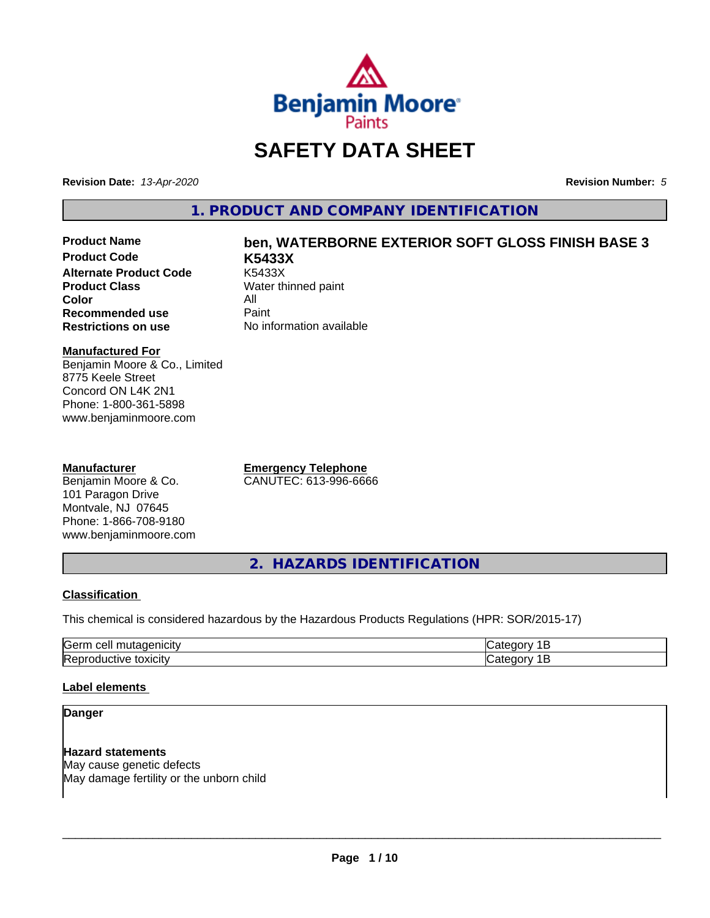# SAFETY DATA SHEET

**Revision Date:** *13-Apr-2020*

**Revision Number:** *5*

## 1. PRODUCT AND COMPANY IDENTIFICATION

| | |
|---|---|
| **Product Name** | **ben, WATERBORNE EXTERIOR SOFT GLOSS FINISH BASE 3** |
| **Product Code** | **K5433X** |
| **Alternate Product Code** | K5433X |
| **Product Class** | Water thinned paint |
| **Color** | All |
| **Recommended use** | Paint |
| **Restrictions on use** | No information available |

**Manufactured For**
Benjamin Moore & Co., Limited
8775 Keele Street
Concord ON L4K 2N1
Phone: 1-800-361-5898
www.benjaminmoore.com

**Manufacturer**
Benjamin Moore & Co.
101 Paragon Drive
Montvale, NJ 07645
Phone: 1-866-708-9180
www.benjaminmoore.com

**Emergency Telephone**
CANUTEC: 613-996-6666

## 2. HAZARDS IDENTIFICATION

**Classification**

This chemical is considered hazardous by the Hazardous Products Regulations (HPR: SOR/2015-17)

| | |
|---|---|
| Germ cell mutagenicity | Category 1B |
| Reproductive toxicity | Category 1B |

**Label elements**

**Danger**

**Hazard statements**
May cause genetic defects
May damage fertility or the unborn child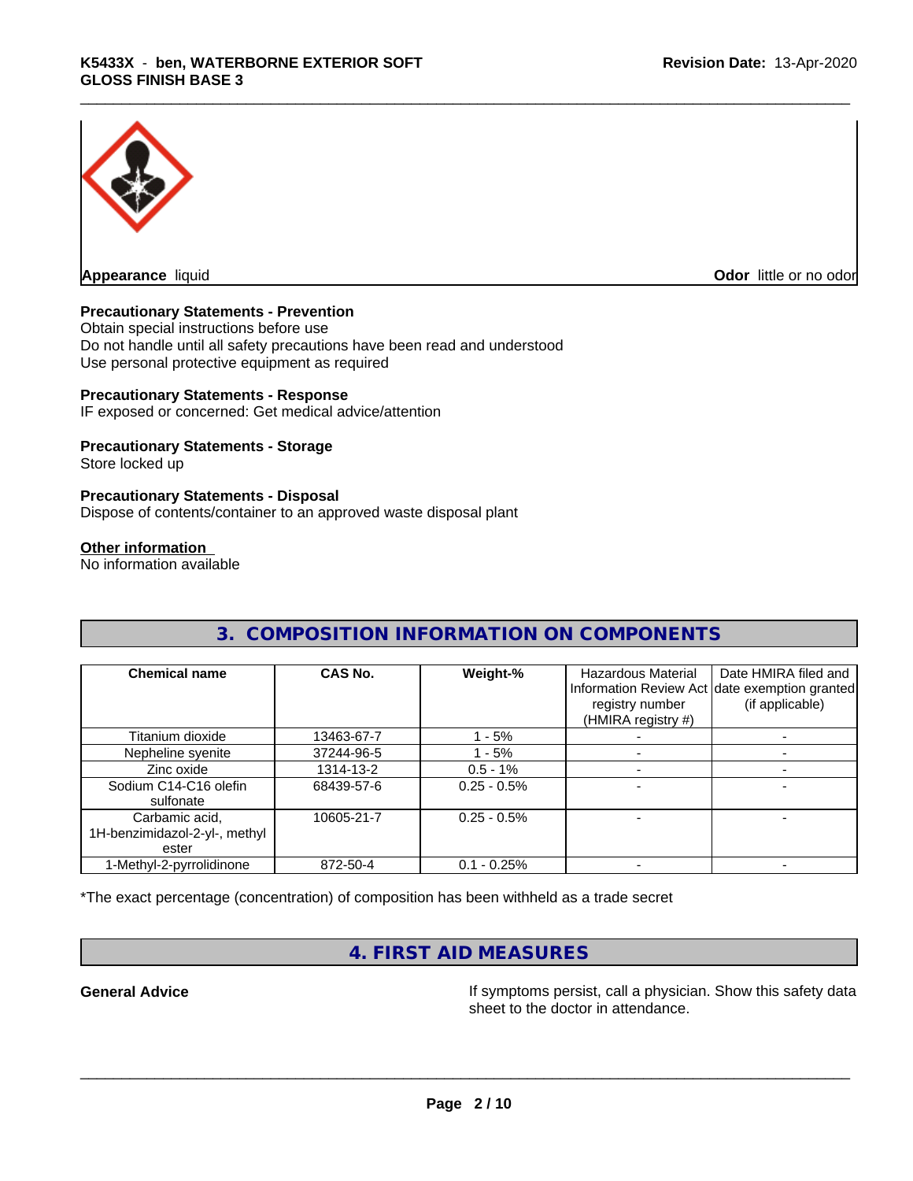**Appearance** liquid **Odor** little or no odor

**Precautionary Statements - Prevention**

Obtain special instructions before use
Do not handle until all safety precautions have been read and understood
Use personal protective equipment as required

**Precautionary Statements - Response**

IF exposed or concerned: Get medical advice/attention

**Precautionary Statements - Storage**

Store locked up

**Precautionary Statements - Disposal**

Dispose of contents/container to an approved waste disposal plant

**Other information**

No information available

## 3. COMPOSITION INFORMATION ON COMPONENTS

| Chemical name | CAS No. | Weight-% | Hazardous Material Information Review Act registry number (HMIRA registry #) | Date HMIRA filed and date exemption granted (if applicable) |
|---|---|---|---|---|
| Titanium dioxide | 13463-67-7 | 1 - 5% | - | - |
| Nepheline syenite | 37244-96-5 | 1 - 5% | - | - |
| Zinc oxide | 1314-13-2 | 0.5 - 1% | - | - |
| Sodium C14-C16 olefin sulfonate | 68439-57-6 | 0.25 - 0.5% | - | - |
| Carbamic acid, 1H-benzimidazol-2-yl-, methyl ester | 10605-21-7 | 0.25 - 0.5% | - | - |
| 1-Methyl-2-pyrrolidinone | 872-50-4 | 0.1 - 0.25% | - | - |

*The exact percentage (concentration) of composition has been withheld as a trade secret

## 4. FIRST AID MEASURES

**General Advice** If symptoms persist, call a physician. Show this safety data sheet to the doctor in attendance.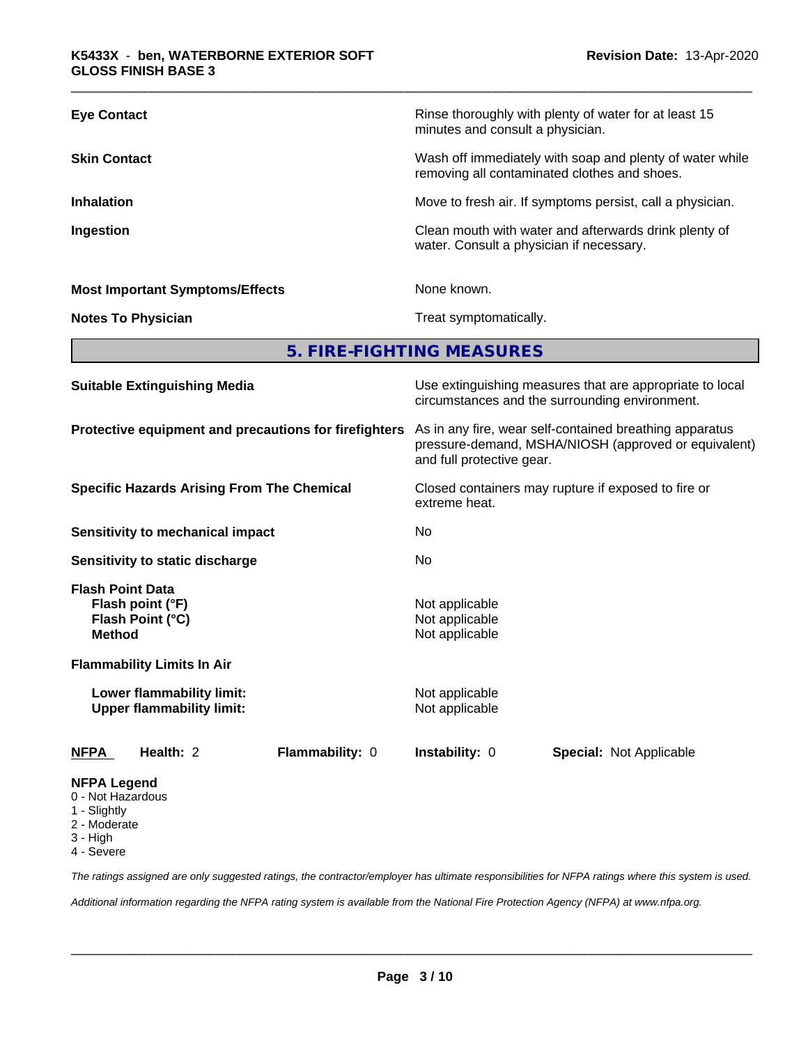| | |
|---|---|
| **Eye Contact** | Rinse thoroughly with plenty of water for at least 15 minutes and consult a physician. |
| **Skin Contact** | Wash off immediately with soap and plenty of water while removing all contaminated clothes and shoes. |
| **Inhalation** | Move to fresh air. If symptoms persist, call a physician. |
| **Ingestion** | Clean mouth with water and afterwards drink plenty of water. Consult a physician if necessary. |
| **Most Important Symptoms/Effects** | None known. |
| **Notes To Physician** | Treat symptomatically. |

## 5. FIRE-FIGHTING MEASURES

| | |
|---|---|
| **Suitable Extinguishing Media** | Use extinguishing measures that are appropriate to local circumstances and the surrounding environment. |
| **Protective equipment and precautions for firefighters** | As in any fire, wear self-contained breathing apparatus pressure-demand, MSHA/NIOSH (approved or equivalent) and full protective gear. |
| **Specific Hazards Arising From The Chemical** | Closed containers may rupture if exposed to fire or extreme heat. |
| **Sensitivity to mechanical impact** | No |
| **Sensitivity to static discharge** | No |

**Flash Point Data**

| | |
|---|---|
| **Flash point (°F)** | Not applicable |
| **Flash Point (°C)** | Not applicable |
| **Method** | Not applicable |

**Flammability Limits In Air**

| | |
|---|---|
| **Lower flammability limit:** | Not applicable |
| **Upper flammability limit:** | Not applicable |

| **NFPA** | **Health:** 2 | **Flammability:** 0 | **Instability:** 0 | **Special:** Not Applicable |
|---|---|---|---|---|

**NFPA Legend**
- 0 - Not Hazardous
- 1 - Slightly
- 2 - Moderate
- 3 - High
- 4 - Severe

*The ratings assigned are only suggested ratings, the contractor/employer has ultimate responsibilities for NFPA ratings where this system is used.*

*Additional information regarding the NFPA rating system is available from the National Fire Protection Agency (NFPA) at www.nfpa.org.*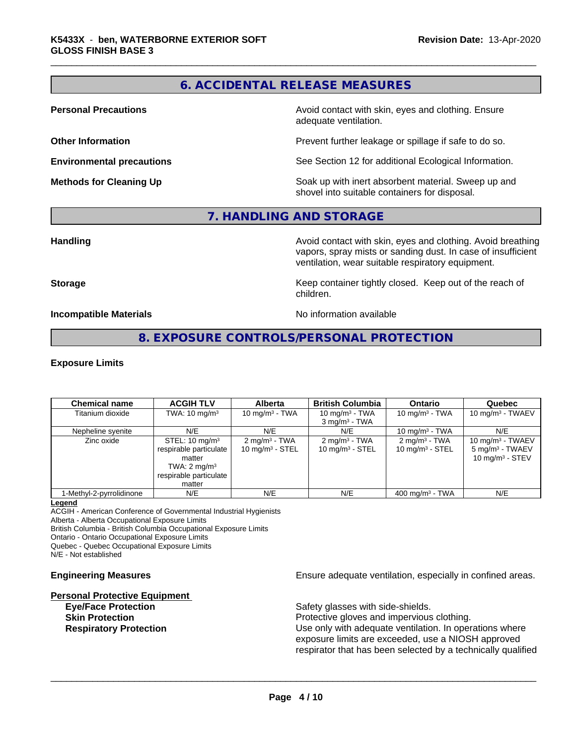## 6. ACCIDENTAL RELEASE MEASURES

**Personal Precautions** Avoid contact with skin, eyes and clothing. Ensure adequate ventilation.

**Other Information** Prevent further leakage or spillage if safe to do so.

**Environmental precautions** See Section 12 for additional Ecological Information.

**Methods for Cleaning Up** Soak up with inert absorbent material. Sweep up and shovel into suitable containers for disposal.

## 7. HANDLING AND STORAGE

**Handling** Avoid contact with skin, eyes and clothing. Avoid breathing vapors, spray mists or sanding dust. In case of insufficient ventilation, wear suitable respiratory equipment.

**Storage** Keep container tightly closed. Keep out of the reach of children.

**Incompatible Materials** No information available

## 8. EXPOSURE CONTROLS/PERSONAL PROTECTION

**Exposure Limits**

| Chemical name | ACGIH TLV | Alberta | British Columbia | Ontario | Quebec |
|---|---|---|---|---|---|
| Titanium dioxide | TWA: 10 mg/m³ | 10 mg/m³ - TWA | 10 mg/m³ - TWA<br>3 mg/m³ - TWA | 10 mg/m³ - TWA | 10 mg/m³ - TWAEV |
| Nepheline syenite | N/E | N/E | N/E | 10 mg/m³ - TWA | N/E |
| Zinc oxide | STEL: 10 mg/m³ respirable particulate matter<br>TWA: 2 mg/m³ respirable particulate matter | 2 mg/m³ - TWA<br>10 mg/m³ - STEL | 2 mg/m³ - TWA<br>10 mg/m³ - STEL | 2 mg/m³ - TWA<br>10 mg/m³ - STEL | 10 mg/m³ - TWAEV<br>5 mg/m³ - TWAEV<br>10 mg/m³ - STEV |
| 1-Methyl-2-pyrrolidinone | N/E | N/E | N/E | 400 mg/m³ - TWA | N/E |

**Legend**
ACGIH - American Conference of Governmental Industrial Hygienists
Alberta - Alberta Occupational Exposure Limits
British Columbia - British Columbia Occupational Exposure Limits
Ontario - Ontario Occupational Exposure Limits
Quebec - Quebec Occupational Exposure Limits
N/E - Not established

**Engineering Measures** Ensure adequate ventilation, especially in confined areas.

**Personal Protective Equipment**

**Eye/Face Protection** Safety glasses with side-shields.

**Skin Protection** Protective gloves and impervious clothing.

**Respiratory Protection** Use only with adequate ventilation. In operations where exposure limits are exceeded, use a NIOSH approved respirator that has been selected by a technically qualified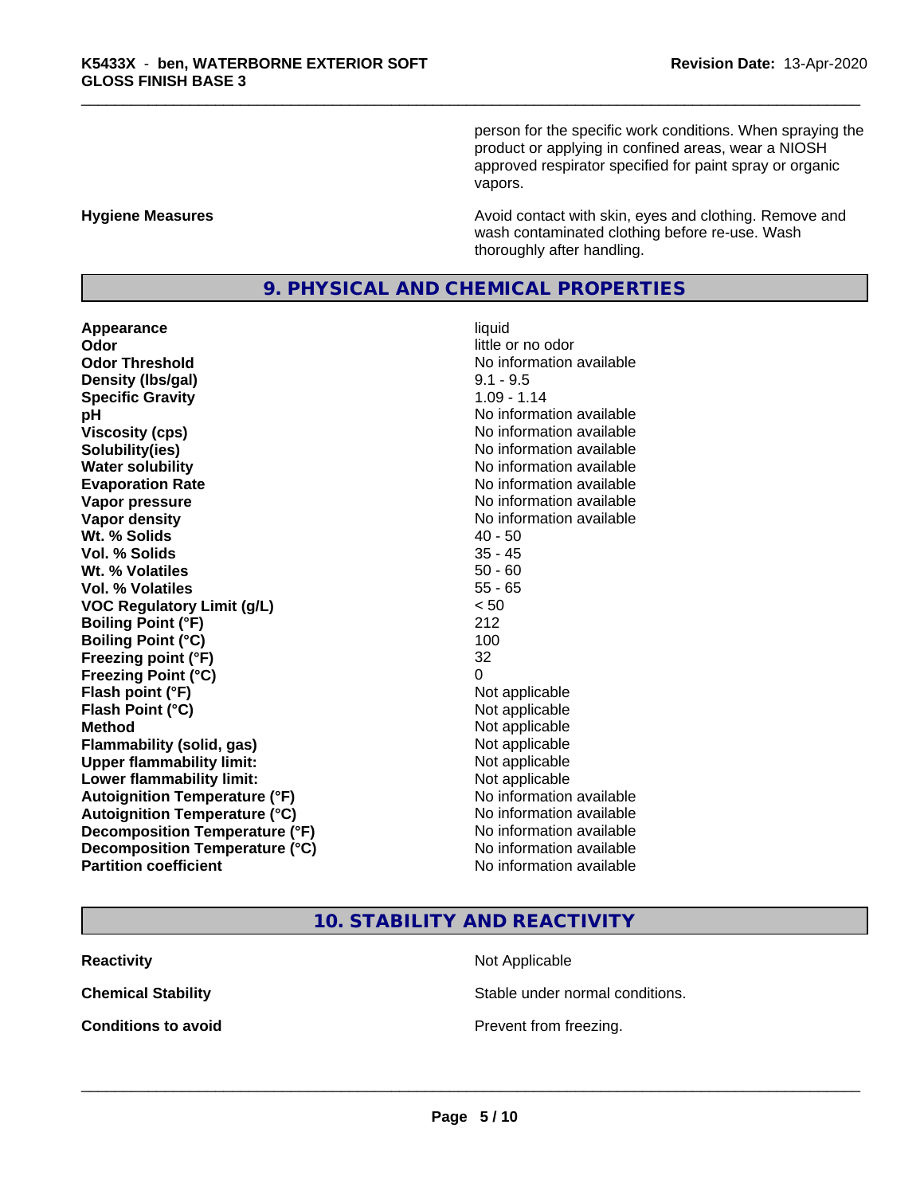person for the specific work conditions. When spraying the product or applying in confined areas, wear a NIOSH approved respirator specified for paint spray or organic vapors.

**Hygiene Measures** Avoid contact with skin, eyes and clothing. Remove and wash contaminated clothing before re-use. Wash thoroughly after handling.

## 9. PHYSICAL AND CHEMICAL PROPERTIES

| | |
|---|---|
| **Appearance** | liquid |
| **Odor** | little or no odor |
| **Odor Threshold** | No information available |
| **Density (lbs/gal)** | 9.1 - 9.5 |
| **Specific Gravity** | 1.09 - 1.14 |
| **pH** | No information available |
| **Viscosity (cps)** | No information available |
| **Solubility(ies)** | No information available |
| **Water solubility** | No information available |
| **Evaporation Rate** | No information available |
| **Vapor pressure** | No information available |
| **Vapor density** | No information available |
| **Wt. % Solids** | 40 - 50 |
| **Vol. % Solids** | 35 - 45 |
| **Wt. % Volatiles** | 50 - 60 |
| **Vol. % Volatiles** | 55 - 65 |
| **VOC Regulatory Limit (g/L)** | < 50 |
| **Boiling Point (°F)** | 212 |
| **Boiling Point (°C)** | 100 |
| **Freezing point (°F)** | 32 |
| **Freezing Point (°C)** | 0 |
| **Flash point (°F)** | Not applicable |
| **Flash Point (°C)** | Not applicable |
| **Method** | Not applicable |
| **Flammability (solid, gas)** | Not applicable |
| **Upper flammability limit:** | Not applicable |
| **Lower flammability limit:** | Not applicable |
| **Autoignition Temperature (°F)** | No information available |
| **Autoignition Temperature (°C)** | No information available |
| **Decomposition Temperature (°F)** | No information available |
| **Decomposition Temperature (°C)** | No information available |
| **Partition coefficient** | No information available |

## 10. STABILITY AND REACTIVITY

| | |
|---|---|
| **Reactivity** | Not Applicable |
| **Chemical Stability** | Stable under normal conditions. |
| **Conditions to avoid** | Prevent from freezing. |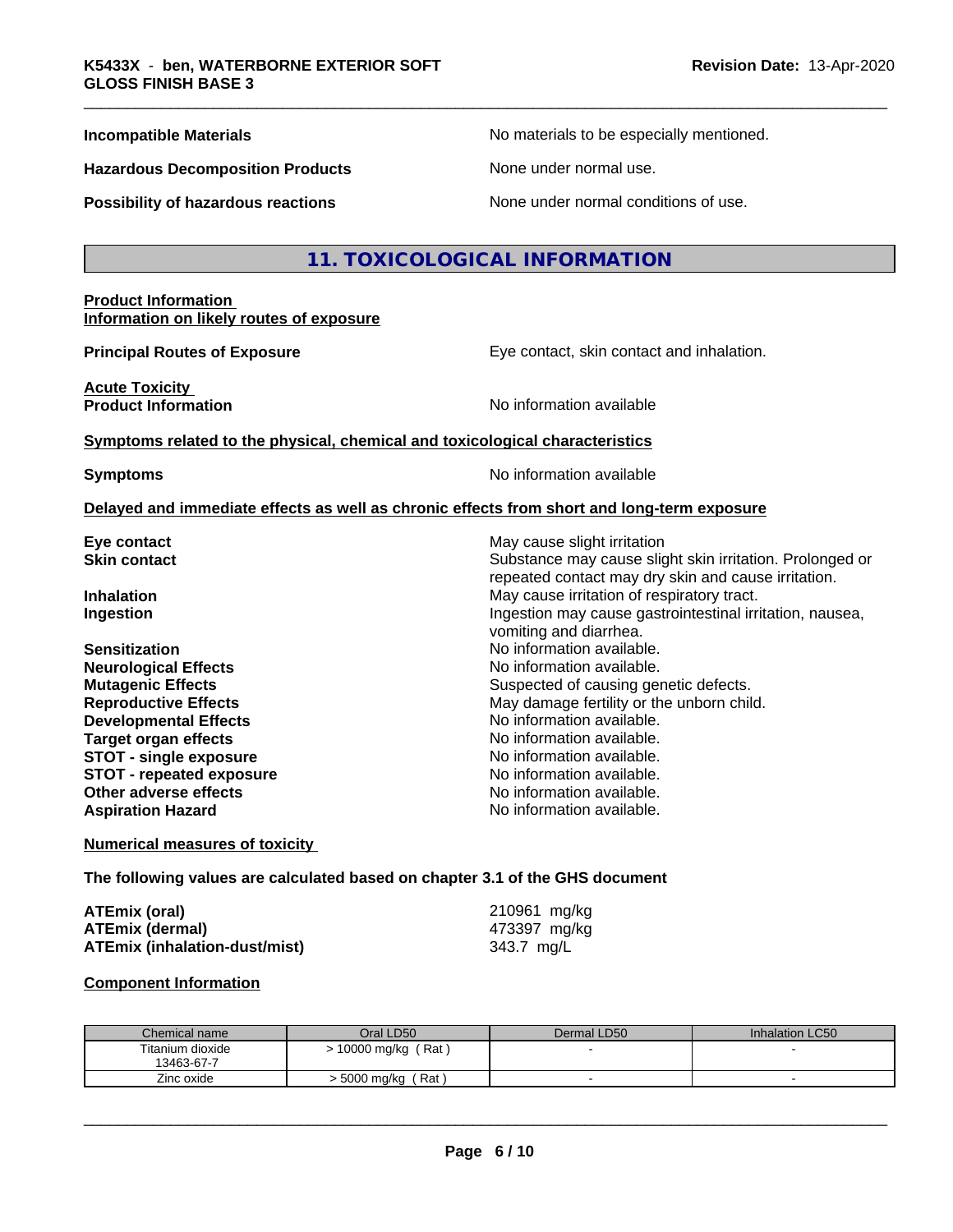**Incompatible Materials** No materials to be especially mentioned.

**Hazardous Decomposition Products** None under normal use.

**Possibility of hazardous reactions** None under normal conditions of use.

## 11. TOXICOLOGICAL INFORMATION

**Product Information**
**Information on likely routes of exposure**

**Principal Routes of Exposure** Eye contact, skin contact and inhalation.

**Acute Toxicity**
**Product Information** No information available

**Symptoms related to the physical, chemical and toxicological characteristics**

**Symptoms** No information available

**Delayed and immediate effects as well as chronic effects from short and long-term exposure**

**Eye contact** May cause slight irritation
**Skin contact** Substance may cause slight skin irritation. Prolonged or repeated contact may dry skin and cause irritation.
**Inhalation** May cause irritation of respiratory tract.
**Ingestion** Ingestion may cause gastrointestinal irritation, nausea, vomiting and diarrhea.
**Sensitization** No information available.
**Neurological Effects** No information available.
**Mutagenic Effects** Suspected of causing genetic defects.
**Reproductive Effects** May damage fertility or the unborn child.
**Developmental Effects** No information available.
**Target organ effects** No information available.
**STOT - single exposure** No information available.
**STOT - repeated exposure** No information available.
**Other adverse effects** No information available.
**Aspiration Hazard** No information available.

**Numerical measures of toxicity**

**The following values are calculated based on chapter 3.1 of the GHS document**

**ATEmix (oral)** 210961 mg/kg
**ATEmix (dermal)** 473397 mg/kg
**ATEmix (inhalation-dust/mist)** 343.7 mg/L

**Component Information**

| Chemical name | Oral LD50 | Dermal LD50 | Inhalation LC50 |
|---|---|---|---|
| Titanium dioxide 13463-67-7 | > 10000 mg/kg ( Rat ) | - | - |
| Zinc oxide | > 5000 mg/kg ( Rat ) | - | - |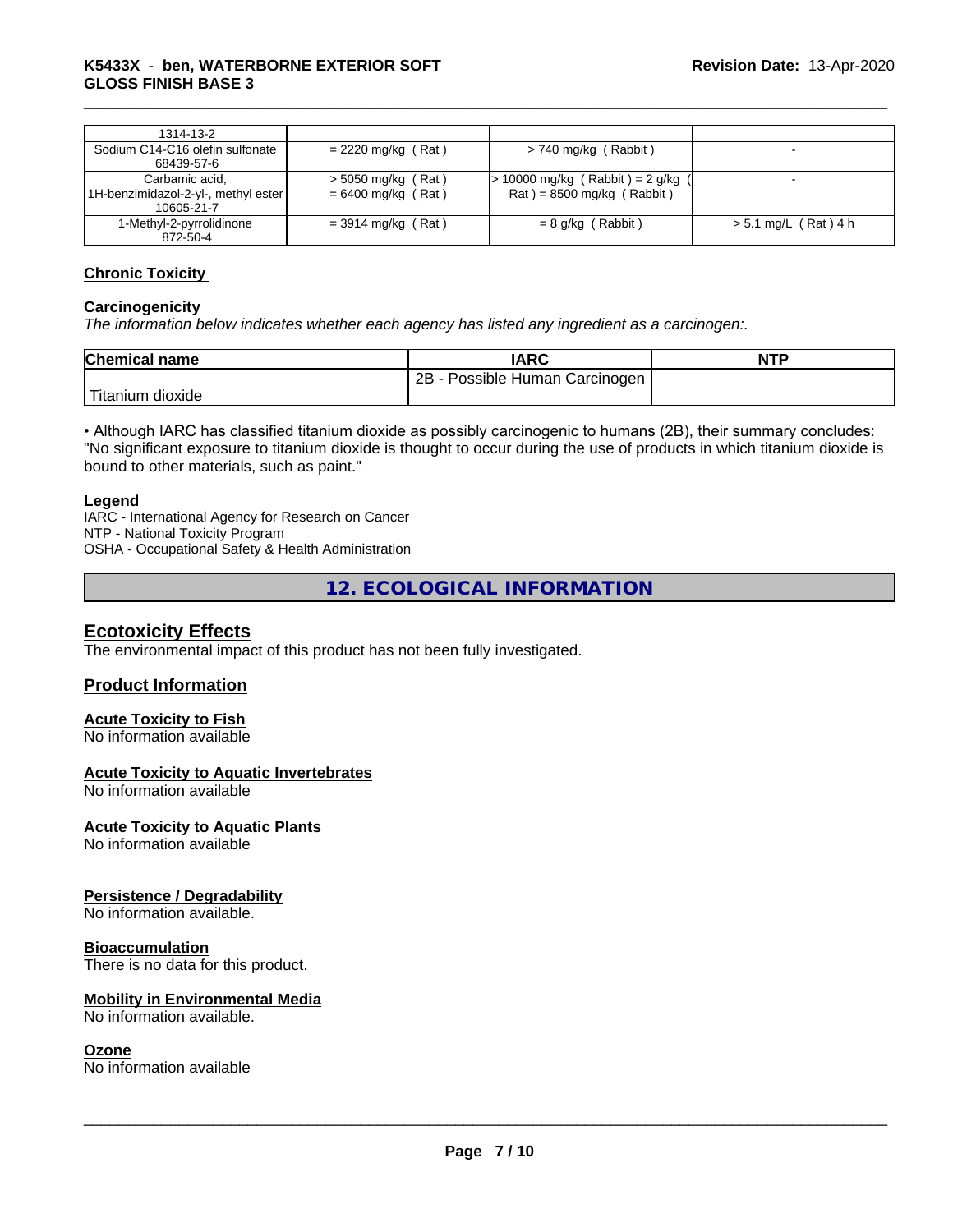| 1314-13-2 | | | |
|---|---|---|---|
| Sodium C14-C16 olefin sulfonate 68439-57-6 | = 2220 mg/kg ( Rat ) | > 740 mg/kg ( Rabbit ) | - |
| Carbamic acid, 1H-benzimidazol-2-yl-, methyl ester 10605-21-7 | > 5050 mg/kg ( Rat ) = 6400 mg/kg ( Rat ) | > 10000 mg/kg ( Rabbit ) = 2 g/kg ( Rat ) = 8500 mg/kg ( Rabbit ) | - |
| 1-Methyl-2-pyrrolidinone 872-50-4 | = 3914 mg/kg ( Rat ) | = 8 g/kg ( Rabbit ) | > 5.1 mg/L ( Rat ) 4 h |

## Chronic Toxicity

### Carcinogenicity

*The information below indicates whether each agency has listed any ingredient as a carcinogen:.*

| Chemical name | IARC | NTP |
|---|---|---|
| Titanium dioxide | 2B - Possible Human Carcinogen | |

• Although IARC has classified titanium dioxide as possibly carcinogenic to humans (2B), their summary concludes: "No significant exposure to titanium dioxide is thought to occur during the use of products in which titanium dioxide is bound to other materials, such as paint."

### Legend

IARC - International Agency for Research on Cancer
NTP - National Toxicity Program
OSHA - Occupational Safety & Health Administration

# 12. ECOLOGICAL INFORMATION

## Ecotoxicity Effects

The environmental impact of this product has not been fully investigated.

## Product Information

### Acute Toxicity to Fish

No information available

### Acute Toxicity to Aquatic Invertebrates

No information available

### Acute Toxicity to Aquatic Plants

No information available

### Persistence / Degradability

No information available.

### Bioaccumulation

There is no data for this product.

### Mobility in Environmental Media

No information available.

### Ozone

No information available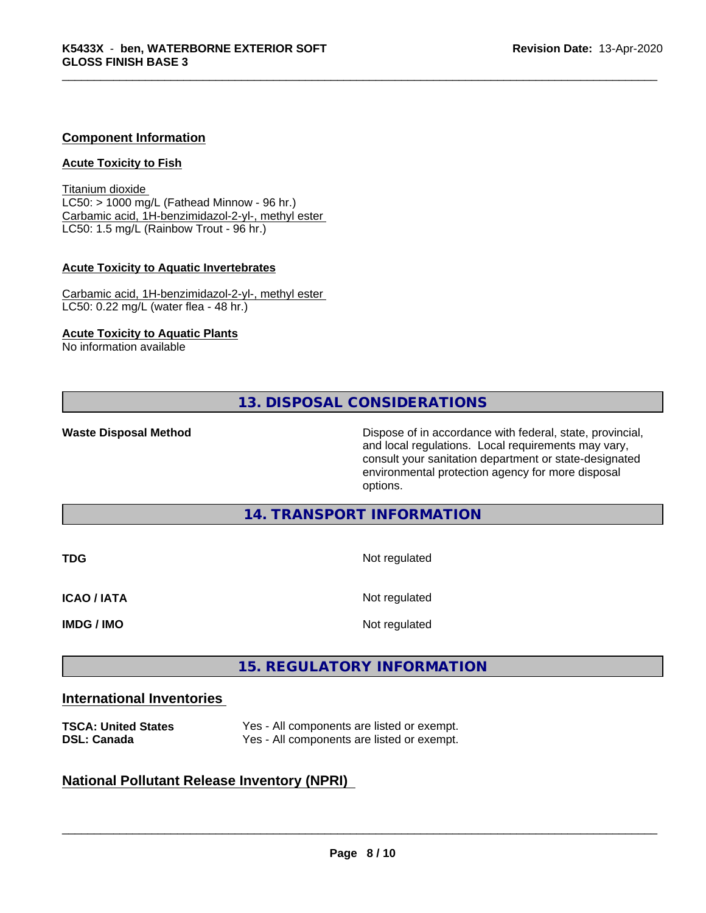## Component Information

### Acute Toxicity to Fish

Titanium dioxide
LC50: > 1000 mg/L (Fathead Minnow - 96 hr.)
Carbamic acid, 1H-benzimidazol-2-yl-, methyl ester
LC50: 1.5 mg/L (Rainbow Trout - 96 hr.)

### Acute Toxicity to Aquatic Invertebrates

Carbamic acid, 1H-benzimidazol-2-yl-, methyl ester
LC50: 0.22 mg/L (water flea - 48 hr.)

### Acute Toxicity to Aquatic Plants

No information available

## 13. DISPOSAL CONSIDERATIONS

**Waste Disposal Method** Dispose of in accordance with federal, state, provincial, and local regulations. Local requirements may vary, consult your sanitation department or state-designated environmental protection agency for more disposal options.

## 14. TRANSPORT INFORMATION

| | |
|---|---|
| **TDG** | Not regulated |
| **ICAO / IATA** | Not regulated |
| **IMDG / IMO** | Not regulated |

## 15. REGULATORY INFORMATION

### International Inventories

| | |
|---|---|
| **TSCA: United States** | Yes - All components are listed or exempt. |
| **DSL: Canada** | Yes - All components are listed or exempt. |

### National Pollutant Release Inventory (NPRI)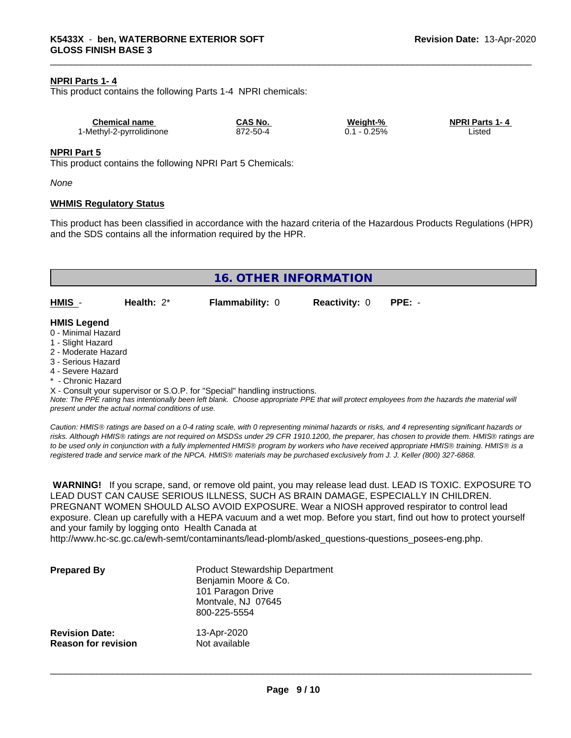**NPRI Parts 1- 4**

This product contains the following Parts 1-4 NPRI chemicals:

| Chemical name | CAS No. | Weight-% | NPRI Parts 1- 4 |
| --- | --- | --- | --- |
| 1-Methyl-2-pyrrolidinone | 872-50-4 | 0.1 - 0.25% | Listed |

**NPRI Part 5**

This product contains the following NPRI Part 5 Chemicals:

*None*

**WHMIS Regulatory Status**

This product has been classified in accordance with the hazard criteria of the Hazardous Products Regulations (HPR) and the SDS contains all the information required by the HPR.

## 16. OTHER INFORMATION

| HMIS - | Health: 2* | Flammability: 0 | Reactivity: 0 | PPE: - |
| --- | --- | --- | --- | --- |

**HMIS Legend**

0 - Minimal Hazard
1 - Slight Hazard
2 - Moderate Hazard
3 - Serious Hazard
4 - Severe Hazard
* - Chronic Hazard
X - Consult your supervisor or S.O.P. for "Special" handling instructions.

*Note: The PPE rating has intentionally been left blank. Choose appropriate PPE that will protect employees from the hazards the material will present under the actual normal conditions of use.*

*Caution: HMIS® ratings are based on a 0-4 rating scale, with 0 representing minimal hazards or risks, and 4 representing significant hazards or risks. Although HMIS® ratings are not required on MSDSs under 29 CFR 1910.1200, the preparer, has chosen to provide them. HMIS® ratings are to be used only in conjunction with a fully implemented HMIS® program by workers who have received appropriate HMIS® training. HMIS® is a registered trade and service mark of the NPCA. HMIS® materials may be purchased exclusively from J. J. Keller (800) 327-6868.*

**WARNING!** If you scrape, sand, or remove old paint, you may release lead dust. LEAD IS TOXIC. EXPOSURE TO LEAD DUST CAN CAUSE SERIOUS ILLNESS, SUCH AS BRAIN DAMAGE, ESPECIALLY IN CHILDREN. PREGNANT WOMEN SHOULD ALSO AVOID EXPOSURE. Wear a NIOSH approved respirator to control lead exposure. Clean up carefully with a HEPA vacuum and a wet mop. Before you start, find out how to protect yourself and your family by logging onto Health Canada at http://www.hc-sc.gc.ca/ewh-semt/contaminants/lead-plomb/asked_questions-questions_posees-eng.php.

**Prepared By**
Product Stewardship Department
Benjamin Moore & Co.
101 Paragon Drive
Montvale, NJ 07645
800-225-5554

**Revision Date:** 13-Apr-2020
**Reason for revision** Not available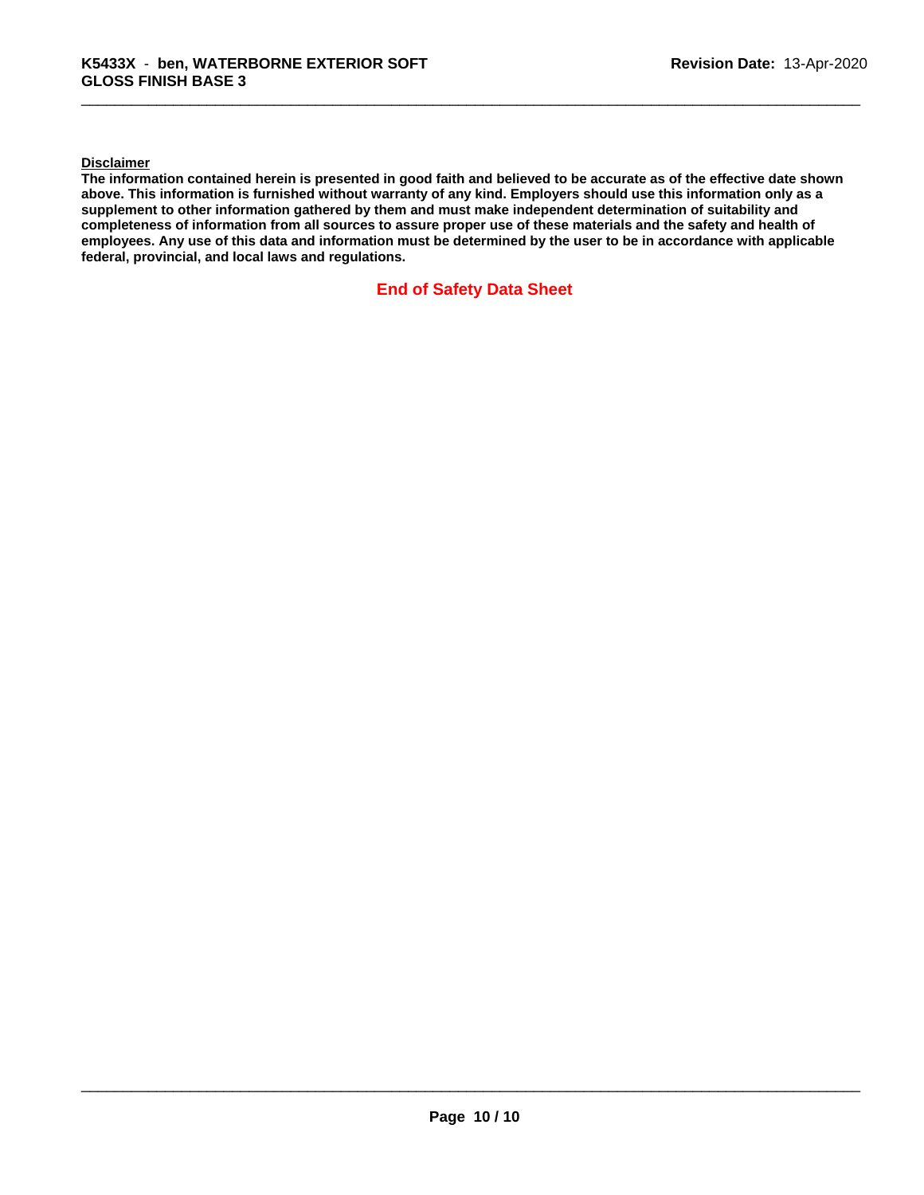**Disclaimer**

**The information contained herein is presented in good faith and believed to be accurate as of the effective date shown above. This information is furnished without warranty of any kind. Employers should use this information only as a supplement to other information gathered by them and must make independent determination of suitability and completeness of information from all sources to assure proper use of these materials and the safety and health of employees. Any use of this data and information must be determined by the user to be in accordance with applicable federal, provincial, and local laws and regulations.**

**End of Safety Data Sheet**